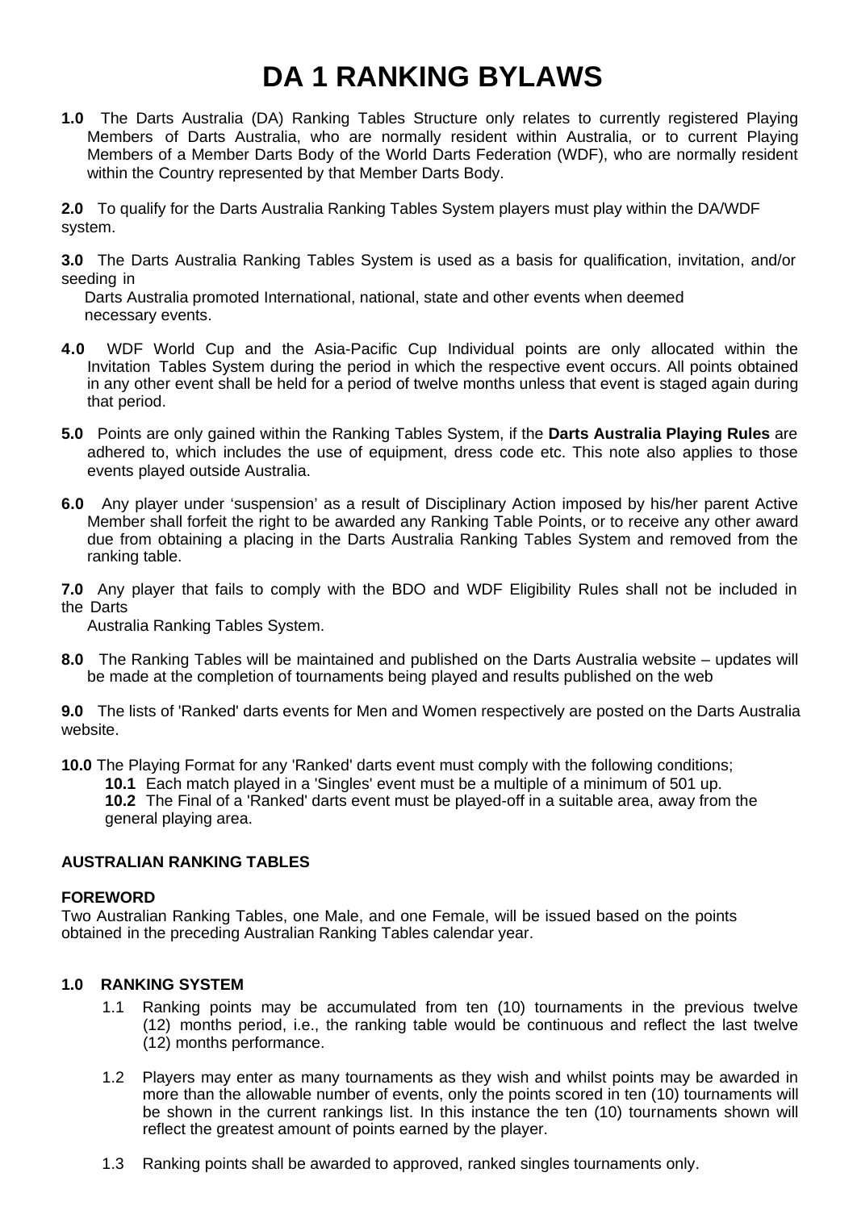# DA 1 RANKING BYLAWS

**1.0** The Darts Australia (DA) Ranking Tables Structure only relates to currently registered Playing Members of Darts Australia, who are normally resident within Australia, or to current Playing Members of a Member Darts Body of the World Darts Federation (WDF), who are normally resident within the Country represented by that Member Darts Body.

**2.0** To qualify for the Darts Australia Ranking Tables System players must play within the DA/WDF system.

**3.0** The Darts Australia Ranking Tables System is used as a basis for qualification, invitation, and/or seeding in Darts Australia promoted International, national, state and other events when deemed necessary events.

**4.0** WDF World Cup and the Asia-Pacific Cup Individual points are only allocated within the Invitation Tables System during the period in which the respective event occurs. All points obtained in any other event shall be held for a period of twelve months unless that event is staged again during that period.

**5.0** Points are only gained within the Ranking Tables System, if the **Darts Australia Playing Rules** are adhered to, which includes the use of equipment, dress code etc. This note also applies to those events played outside Australia.

**6.0** Any player under 'suspension' as a result of Disciplinary Action imposed by his/her parent Active Member shall forfeit the right to be awarded any Ranking Table Points, or to receive any other award due from obtaining a placing in the Darts Australia Ranking Tables System and removed from the ranking table.

**7.0** Any player that fails to comply with the BDO and WDF Eligibility Rules shall not be included in the Darts Australia Ranking Tables System.

**8.0** The Ranking Tables will be maintained and published on the Darts Australia website – updates will be made at the completion of tournaments being played and results published on the web

**9.0** The lists of 'Ranked' darts events for Men and Women respectively are posted on the Darts Australia website.

**10.0** The Playing Format for any 'Ranked' darts event must comply with the following conditions;

**10.1** Each match played in a 'Singles' event must be a multiple of a minimum of 501 up.

**10.2** The Final of a 'Ranked' darts event must be played-off in a suitable area, away from the general playing area.

## AUSTRALIAN RANKING TABLES

### FOREWORD

Two Australian Ranking Tables, one Male, and one Female, will be issued based on the points obtained in the preceding Australian Ranking Tables calendar year.

### 1.0 RANKING SYSTEM

1.1 Ranking points may be accumulated from ten (10) tournaments in the previous twelve (12) months period, i.e., the ranking table would be continuous and reflect the last twelve (12) months performance.

1.2 Players may enter as many tournaments as they wish and whilst points may be awarded in more than the allowable number of events, only the points scored in ten (10) tournaments will be shown in the current rankings list. In this instance the ten (10) tournaments shown will reflect the greatest amount of points earned by the player.

1.3 Ranking points shall be awarded to approved, ranked singles tournaments only.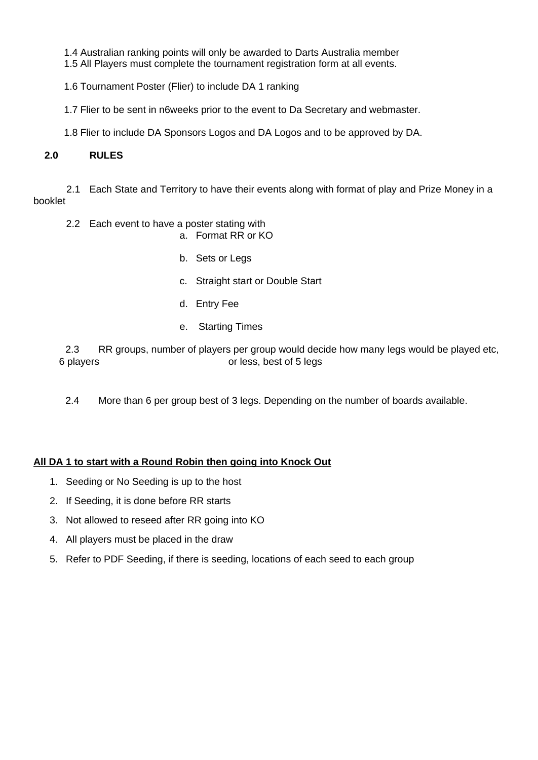1.4 Australian ranking points will only be awarded to Darts Australia member
1.5 All Players must complete the tournament registration form at all events.

1.6 Tournament Poster (Flier) to include DA 1 ranking

1.7 Flier to be sent in n6weeks prior to the event to Da Secretary and webmaster.

1.8 Flier to include DA Sponsors Logos and DA Logos and to be approved by DA.

**2.0 RULES**

2.1 Each State and Territory to have their events along with format of play and Prize Money in a booklet

2.2 Each event to have a poster stating with

a. Format RR or KO
b. Sets or Legs
c. Straight start or Double Start
d. Entry Fee
e. Starting Times

2.3 RR groups, number of players per group would decide how many legs would be played etc, 6 players or less, best of 5 legs

2.4 More than 6 per group best of 3 legs. Depending on the number of boards available.

**<u>All DA 1 to start with a Round Robin then going into Knock Out</u>**

1. Seeding or No Seeding is up to the host
2. If Seeding, it is done before RR starts
3. Not allowed to reseed after RR going into KO
4. All players must be placed in the draw
5. Refer to PDF Seeding, if there is seeding, locations of each seed to each group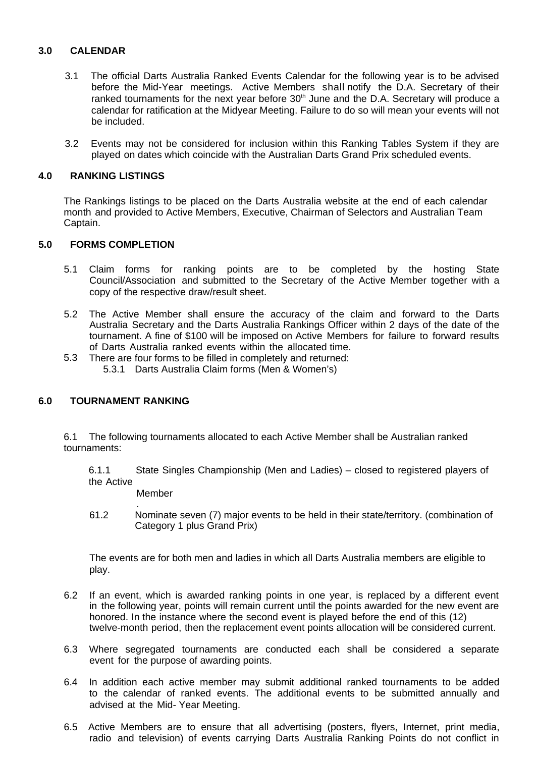## 3.0 CALENDAR

3.1 The official Darts Australia Ranked Events Calendar for the following year is to be advised before the Mid-Year meetings. Active Members shall notify the D.A. Secretary of their ranked tournaments for the next year before 30th June and the D.A. Secretary will produce a calendar for ratification at the Midyear Meeting. Failure to do so will mean your events will not be included.

3.2 Events may not be considered for inclusion within this Ranking Tables System if they are played on dates which coincide with the Australian Darts Grand Prix scheduled events.

## 4.0 RANKING LISTINGS

The Rankings listings to be placed on the Darts Australia website at the end of each calendar month and provided to Active Members, Executive, Chairman of Selectors and Australian Team Captain.

## 5.0 FORMS COMPLETION

5.1 Claim forms for ranking points are to be completed by the hosting State Council/Association and submitted to the Secretary of the Active Member together with a copy of the respective draw/result sheet.

5.2 The Active Member shall ensure the accuracy of the claim and forward to the Darts Australia Secretary and the Darts Australia Rankings Officer within 2 days of the date of the tournament. A fine of $100 will be imposed on Active Members for failure to forward results of Darts Australia ranked events within the allocated time.

5.3 There are four forms to be filled in completely and returned:

5.3.1 Darts Australia Claim forms (Men & Women's)

## 6.0 TOURNAMENT RANKING

6.1 The following tournaments allocated to each Active Member shall be Australian ranked tournaments:

6.1.1 State Singles Championship (Men and Ladies) – closed to registered players of the Active Member.

61.2 Nominate seven (7) major events to be held in their state/territory. (combination of Category 1 plus Grand Prix)

The events are for both men and ladies in which all Darts Australia members are eligible to play.

6.2 If an event, which is awarded ranking points in one year, is replaced by a different event in the following year, points will remain current until the points awarded for the new event are honored. In the instance where the second event is played before the end of this (12) twelve-month period, then the replacement event points allocation will be considered current.

6.3 Where segregated tournaments are conducted each shall be considered a separate event for the purpose of awarding points.

6.4 In addition each active member may submit additional ranked tournaments to be added to the calendar of ranked events. The additional events to be submitted annually and advised at the Mid- Year Meeting.

6.5 Active Members are to ensure that all advertising (posters, flyers, Internet, print media, radio and television) of events carrying Darts Australia Ranking Points do not conflict in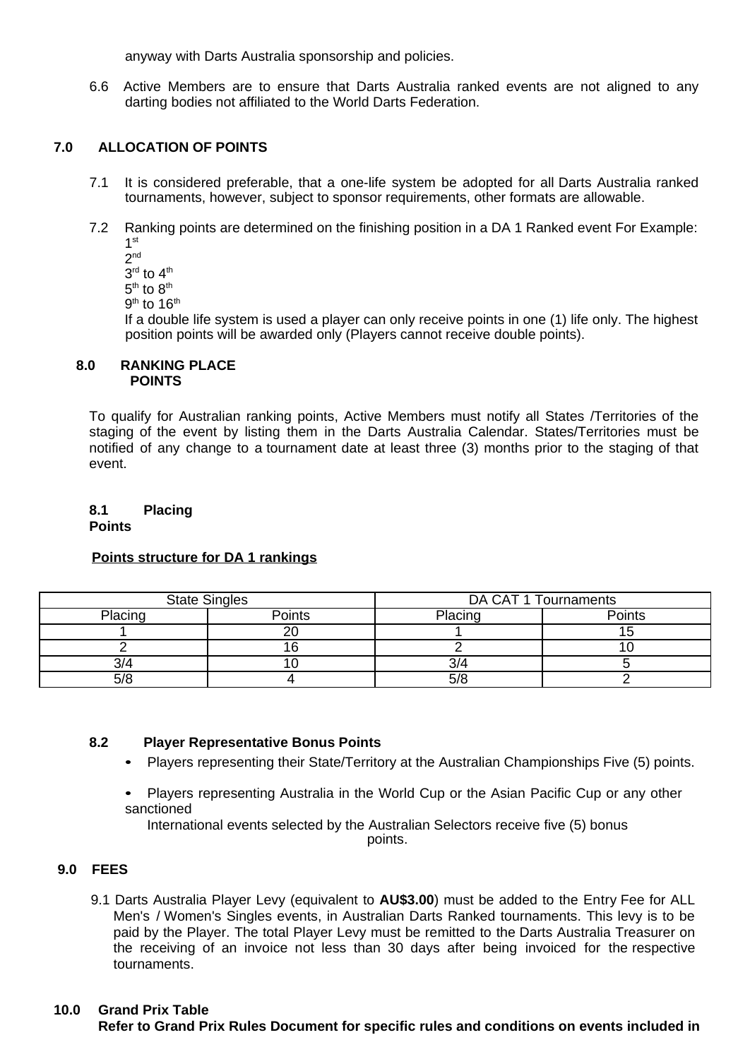anyway with Darts Australia sponsorship and policies.

6.6 Active Members are to ensure that Darts Australia ranked events are not aligned to any darting bodies not affiliated to the World Darts Federation.

## 7.0 ALLOCATION OF POINTS

7.1 It is considered preferable, that a one-life system be adopted for all Darts Australia ranked tournaments, however, subject to sponsor requirements, other formats are allowable.

7.2 Ranking points are determined on the finishing position in a DA 1 Ranked event For Example:
1st
2nd
3rd to 4th
5th to 8th
9th to 16th
If a double life system is used a player can only receive points in one (1) life only. The highest position points will be awarded only (Players cannot receive double points).

## 8.0 RANKING PLACE POINTS

To qualify for Australian ranking points, Active Members must notify all States /Territories of the staging of the event by listing them in the Darts Australia Calendar. States/Territories must be notified of any change to a tournament date at least three (3) months prior to the staging of that event.

### 8.1 Placing Points

**Points structure for DA 1 rankings**

| State Singles | | DA CAT 1 Tournaments | |
|---|---|---|---|
| Placing | Points | Placing | Points |
| 1 | 20 | 1 | 15 |
| 2 | 16 | 2 | 10 |
| 3/4 | 10 | 3/4 | 5 |
| 5/8 | 4 | 5/8 | 2 |

### 8.2 Player Representative Bonus Points

- Players representing their State/Territory at the Australian Championships Five (5) points.
- Players representing Australia in the World Cup or the Asian Pacific Cup or any other sanctioned International events selected by the Australian Selectors receive five (5) bonus points.

## 9.0 FEES

9.1 Darts Australia Player Levy (equivalent to **AU$3.00**) must be added to the Entry Fee for ALL Men's / Women's Singles events, in Australian Darts Ranked tournaments. This levy is to be paid by the Player. The total Player Levy must be remitted to the Darts Australia Treasurer on the receiving of an invoice not less than 30 days after being invoiced for the respective tournaments.

## 10.0 Grand Prix Table

**Refer to Grand Prix Rules Document for specific rules and conditions on events included in**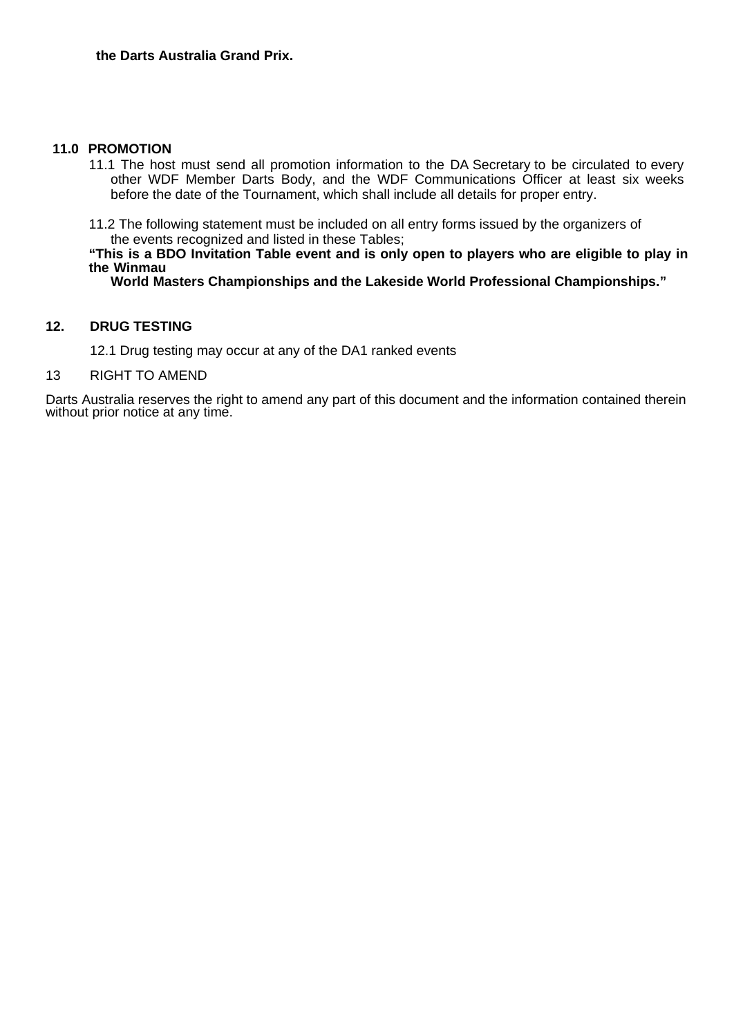**the Darts Australia Grand Prix.**

## 11.0 PROMOTION

11.1 The host must send all promotion information to the DA Secretary to be circulated to every other WDF Member Darts Body, and the WDF Communications Officer at least six weeks before the date of the Tournament, which shall include all details for proper entry.

11.2 The following statement must be included on all entry forms issued by the organizers of the events recognized and listed in these Tables;

**"This is a BDO Invitation Table event and is only open to players who are eligible to play in the Winmau World Masters Championships and the Lakeside World Professional Championships."**

## 12. DRUG TESTING

12.1 Drug testing may occur at any of the DA1 ranked events

## 13 RIGHT TO AMEND

Darts Australia reserves the right to amend any part of this document and the information contained therein without prior notice at any time.